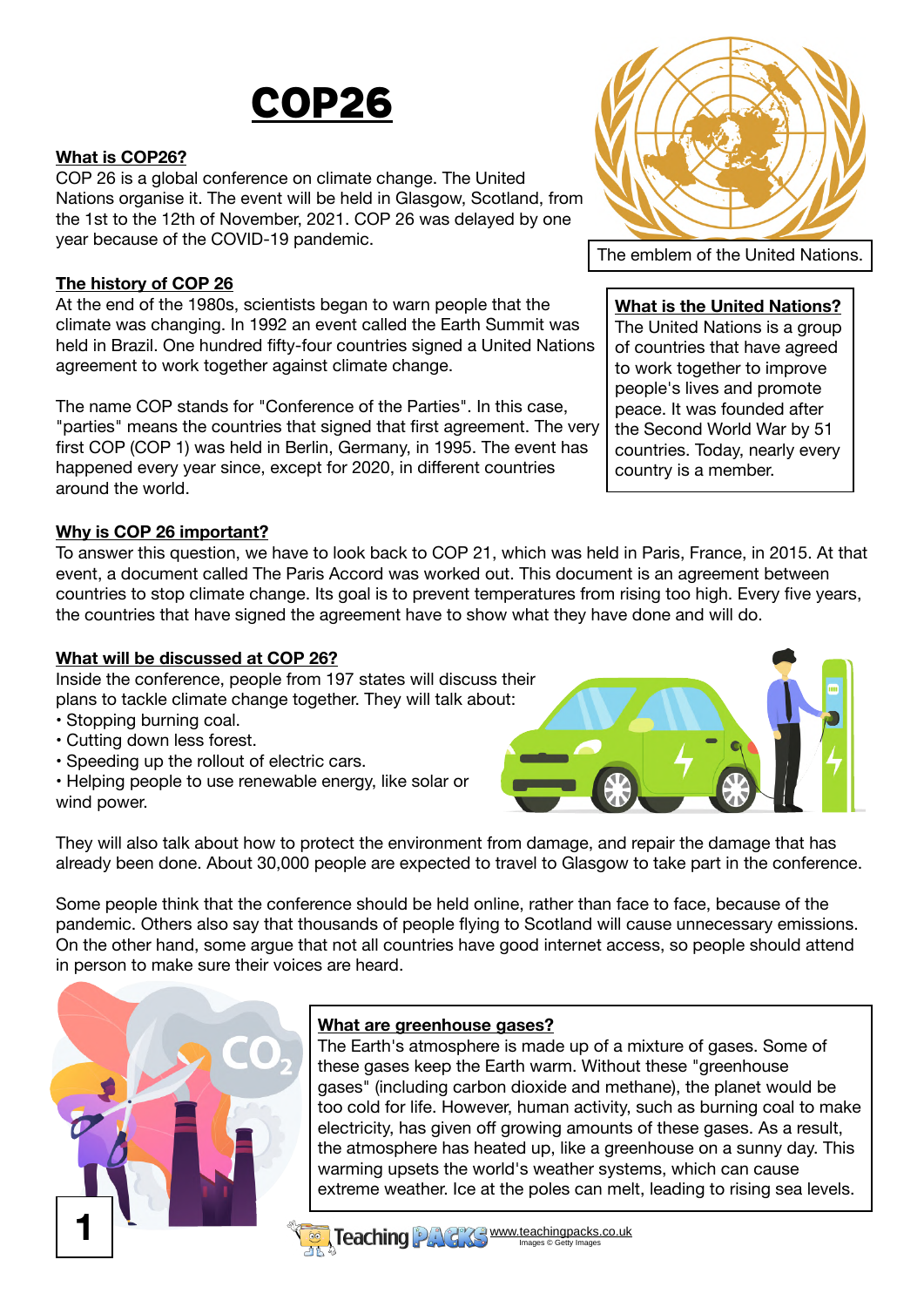# COP26

## What is COP26?

COP 26 is a global conference on climate change. The United Nations organise it. The event will be held in Glasgow, Scotland, from the 1st to the 12th of November, 2021. COP 26 was delayed by one year because of the COVID-19 pandemic.

The emblem of the United Nations.

## The history of COP 26

At the end of the 1980s, scientists began to warn people that the climate was changing. In 1992 an event called the Earth Summit was held in Brazil. One hundred fifty-four countries signed a United Nations agreement to work together against climate change.

The name COP stands for "Conference of the Parties". In this case, "parties" means the countries that signed that first agreement. The very first COP (COP 1) was held in Berlin, Germany, in 1995. The event has happened every year since, except for 2020, in different countries around the world.

## What is the United Nations?

The United Nations is a group of countries that have agreed to work together to improve people's lives and promote peace. It was founded after the Second World War by 51 countries. Today, nearly every country is a member.

## Why is COP 26 important?

To answer this question, we have to look back to COP 21, which was held in Paris, France, in 2015. At that event, a document called The Paris Accord was worked out. This document is an agreement between countries to stop climate change. Its goal is to prevent temperatures from rising too high. Every five years, the countries that have signed the agreement have to show what they have done and will do.

## What will be discussed at COP 26?

Inside the conference, people from 197 states will discuss their plans to tackle climate change together. They will talk about:

- Stopping burning coal.
- Cutting down less forest.
- Speeding up the rollout of electric cars.
- Helping people to use renewable energy, like solar or wind power.

They will also talk about how to protect the environment from damage, and repair the damage that has already been done. About 30,000 people are expected to travel to Glasgow to take part in the conference.

Some people think that the conference should be held online, rather than face to face, because of the pandemic. Others also say that thousands of people flying to Scotland will cause unnecessary emissions. On the other hand, some argue that not all countries have good internet access, so people should attend in person to make sure their voices are heard.

## What are greenhouse gases?

The Earth's atmosphere is made up of a mixture of gases. Some of these gases keep the Earth warm. Without these "greenhouse gases" (including carbon dioxide and methane), the planet would be too cold for life. However, human activity, such as burning coal to make electricity, has given off growing amounts of these gases. As a result, the atmosphere has heated up, like a greenhouse on a sunny day. This warming upsets the world's weather systems, which can cause extreme weather. Ice at the poles can melt, leading to rising sea levels.

Teaching PACKS www.teachingpacks.co.uk Images © Getty Images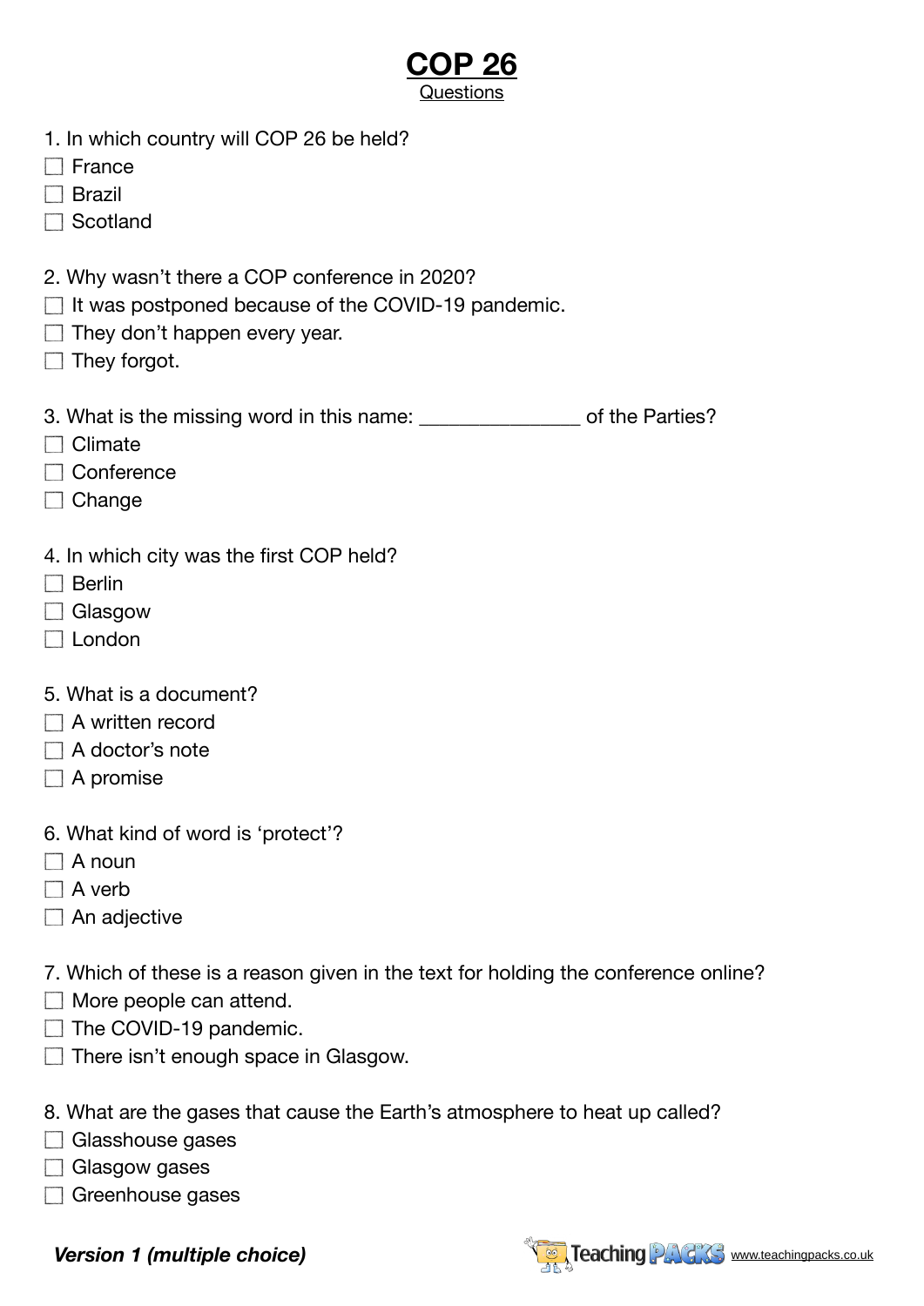# COP 26

Questions

1. In which country will COP 26 be held?
- [ ] France
- [ ] Brazil
- [ ] Scotland

2. Why wasn't there a COP conference in 2020?
- [ ] It was postponed because of the COVID-19 pandemic.
- [ ] They don't happen every year.
- [ ] They forgot.

3. What is the missing word in this name: _______________ of the Parties?
- [ ] Climate
- [ ] Conference
- [ ] Change

4. In which city was the first COP held?
- [ ] Berlin
- [ ] Glasgow
- [ ] London

5. What is a document?
- [ ] A written record
- [ ] A doctor's note
- [ ] A promise

6. What kind of word is 'protect'?
- [ ] A noun
- [ ] A verb
- [ ] An adjective

7. Which of these is a reason given in the text for holding the conference online?
- [ ] More people can attend.
- [ ] The COVID-19 pandemic.
- [ ] There isn't enough space in Glasgow.

8. What are the gases that cause the Earth's atmosphere to heat up called?
- [ ] Glasshouse gases
- [ ] Glasgow gases
- [ ] Greenhouse gases

***Version 1 (multiple choice)***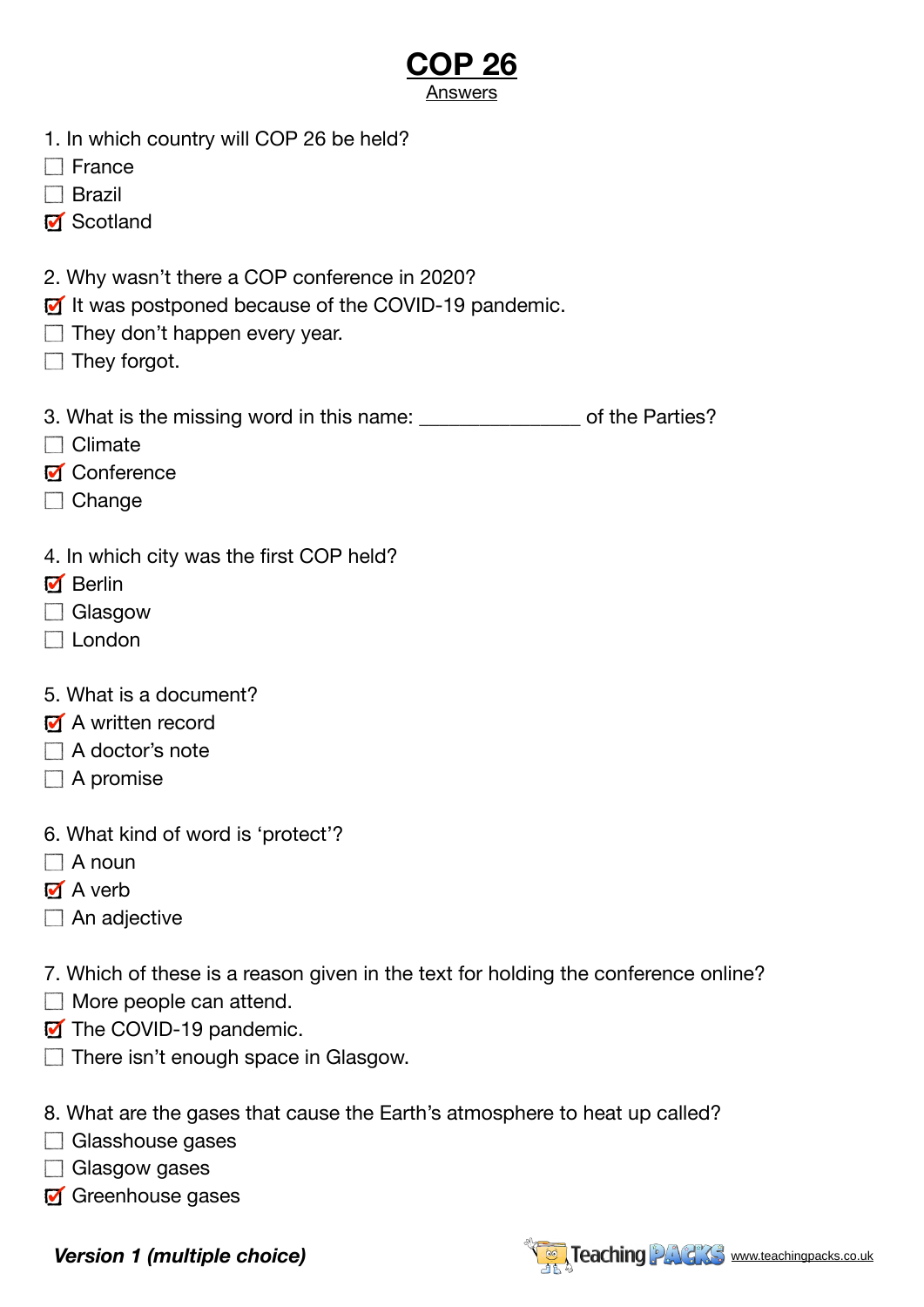# COP 26

Answers

1. In which country will COP 26 be held?
- [ ] France
- [ ] Brazil
- [x] Scotland

2. Why wasn't there a COP conference in 2020?
- [x] It was postponed because of the COVID-19 pandemic.
- [ ] They don't happen every year.
- [ ] They forgot.

3. What is the missing word in this name: _______________ of the Parties?
- [ ] Climate
- [x] Conference
- [ ] Change

4. In which city was the first COP held?
- [x] Berlin
- [ ] Glasgow
- [ ] London

5. What is a document?
- [x] A written record
- [ ] A doctor's note
- [ ] A promise

6. What kind of word is 'protect'?
- [ ] A noun
- [x] A verb
- [ ] An adjective

7. Which of these is a reason given in the text for holding the conference online?
- [ ] More people can attend.
- [x] The COVID-19 pandemic.
- [ ] There isn't enough space in Glasgow.

8. What are the gases that cause the Earth's atmosphere to heat up called?
- [ ] Glasshouse gases
- [ ] Glasgow gases
- [x] Greenhouse gases

***Version 1 (multiple choice)***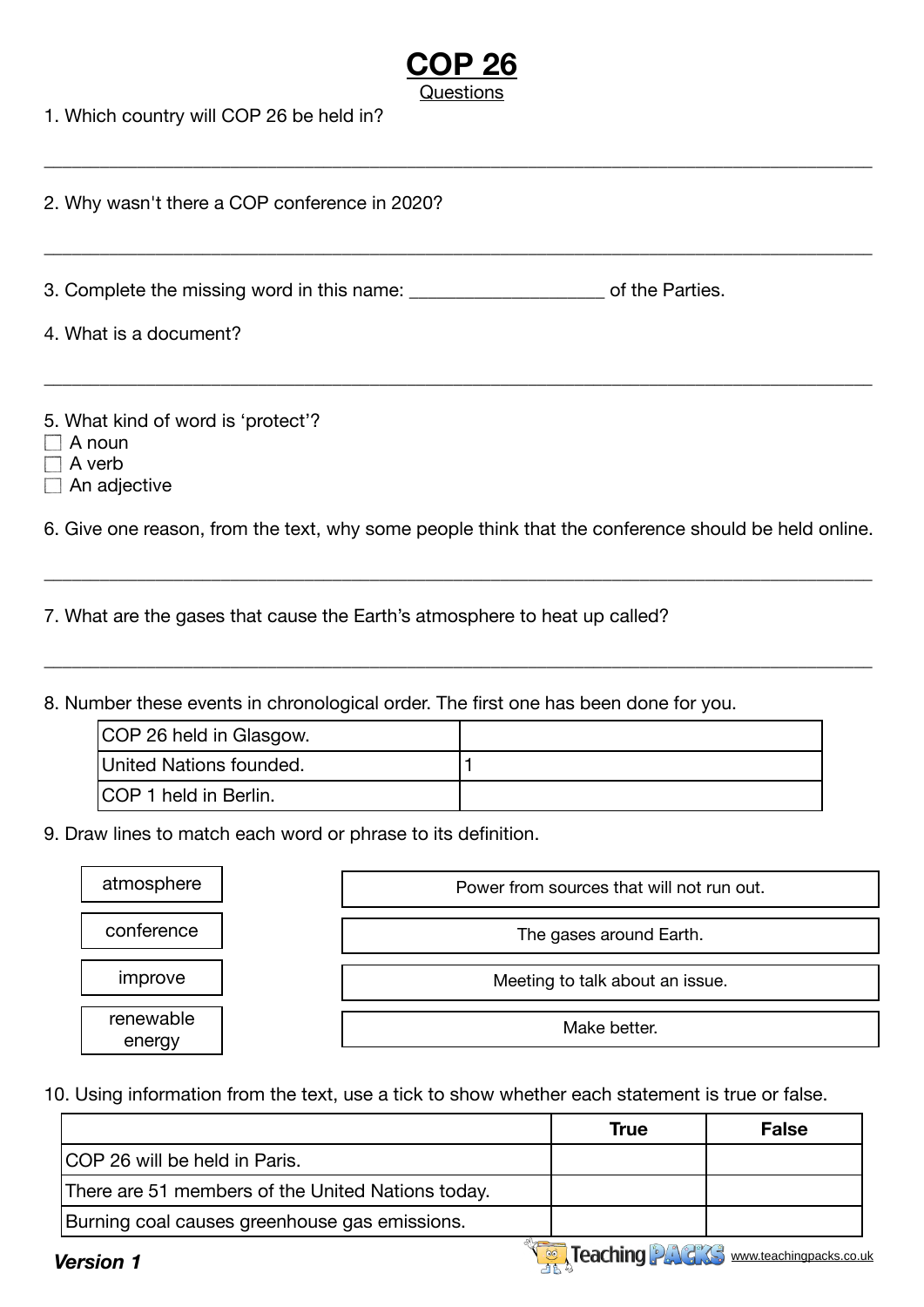# COP 26

Questions

1. Which country will COP 26 be held in?

___________________________________________________________________________

2. Why wasn't there a COP conference in 2020?

___________________________________________________________________________

3. Complete the missing word in this name: ____________________ of the Parties.

4. What is a document?

___________________________________________________________________________

5. What kind of word is ‘protect’?

- ☐ A noun
- ☐ A verb
- ☐ An adjective

6. Give one reason, from the text, why some people think that the conference should be held online.

___________________________________________________________________________

7. What are the gases that cause the Earth’s atmosphere to heat up called?

___________________________________________________________________________

8. Number these events in chronological order. The first one has been done for you.

| | |
|---|---|
| COP 26 held in Glasgow. | |
| United Nations founded. | 1 |
| COP 1 held in Berlin. | |

9. Draw lines to match each word or phrase to its definition.

| Word or phrase | Definition |
|---|---|
| atmosphere | Power from sources that will not run out. |
| conference | The gases around Earth. |
| improve | Meeting to talk about an issue. |
| renewable energy | Make better. |

10. Using information from the text, use a tick to show whether each statement is true or false.

| | True | False |
|---|---|---|
| COP 26 will be held in Paris. | | |
| There are 51 members of the United Nations today. | | |
| Burning coal causes greenhouse gas emissions. | | |

***Version 1***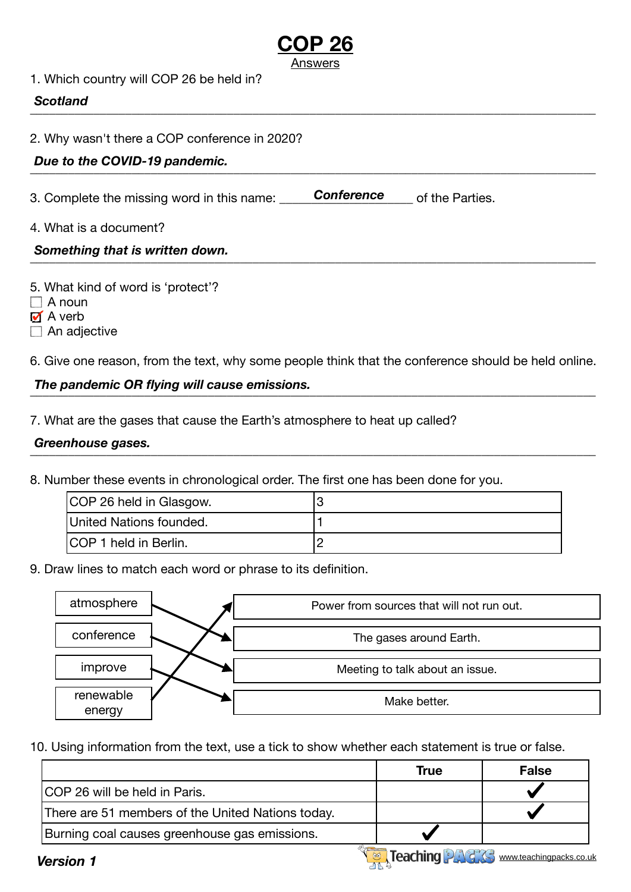# COP 26

Answers

1. Which country will COP 26 be held in?

***Scotland***

2. Why wasn't there a COP conference in 2020?

***Due to the COVID-19 pandemic.***

3. Complete the missing word in this name: ***Conference*** of the Parties.

4. What is a document?

***Something that is written down.***

5. What kind of word is 'protect'?

- [ ] A noun
- [x] A verb
- [ ] An adjective

6. Give one reason, from the text, why some people think that the conference should be held online.

***The pandemic OR flying will cause emissions.***

7. What are the gases that cause the Earth's atmosphere to heat up called?

***Greenhouse gases.***

8. Number these events in chronological order. The first one has been done for you.

| | |
|---|---|
| COP 26 held in Glasgow. | 3 |
| United Nations founded. | 1 |
| COP 1 held in Berlin. | 2 |

9. Draw lines to match each word or phrase to its definition.

| Word or phrase | Definition |
|---|---|
| atmosphere | The gases around Earth. |
| conference | Meeting to talk about an issue. |
| improve | Make better. |
| renewable energy | Power from sources that will not run out. |

10. Using information from the text, use a tick to show whether each statement is true or false.

| | True | False |
|---|---|---|
| COP 26 will be held in Paris. | | ✔ |
| There are 51 members of the United Nations today. | | ✔ |
| Burning coal causes greenhouse gas emissions. | ✔ | |

***Version 1***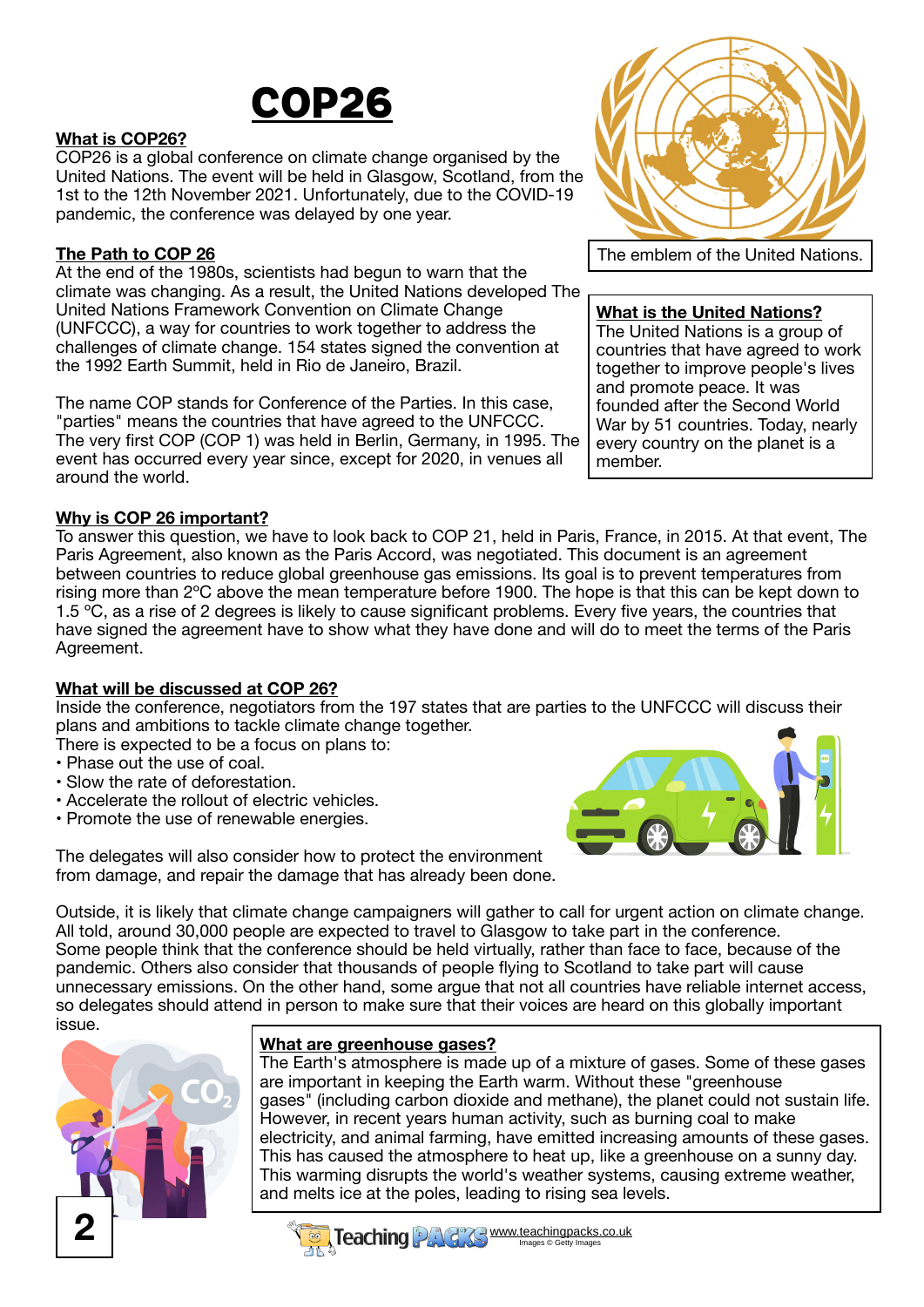# COP26

## What is COP26?

COP26 is a global conference on climate change organised by the United Nations. The event will be held in Glasgow, Scotland, from the 1st to the 12th November 2021. Unfortunately, due to the COVID-19 pandemic, the conference was delayed by one year.

The emblem of the United Nations.

## The Path to COP 26

At the end of the 1980s, scientists had begun to warn that the climate was changing. As a result, the United Nations developed The United Nations Framework Convention on Climate Change (UNFCCC), a way for countries to work together to address the challenges of climate change. 154 states signed the convention at the 1992 Earth Summit, held in Rio de Janeiro, Brazil.

The name COP stands for Conference of the Parties. In this case, "parties" means the countries that have agreed to the UNFCCC. The very first COP (COP 1) was held in Berlin, Germany, in 1995. The event has occurred every year since, except for 2020, in venues all around the world.

### What is the United Nations?

The United Nations is a group of countries that have agreed to work together to improve people's lives and promote peace. It was founded after the Second World War by 51 countries. Today, nearly every country on the planet is a member.

## Why is COP 26 important?

To answer this question, we have to look back to COP 21, held in Paris, France, in 2015. At that event, The Paris Agreement, also known as the Paris Accord, was negotiated. This document is an agreement between countries to reduce global greenhouse gas emissions. Its goal is to prevent temperatures from rising more than 2ºC above the mean temperature before 1900. The hope is that this can be kept down to 1.5 ºC, as a rise of 2 degrees is likely to cause significant problems. Every five years, the countries that have signed the agreement have to show what they have done and will do to meet the terms of the Paris Agreement.

## What will be discussed at COP 26?

Inside the conference, negotiators from the 197 states that are parties to the UNFCCC will discuss their plans and ambitions to tackle climate change together.

There is expected to be a focus on plans to:

- Phase out the use of coal.
- Slow the rate of deforestation.
- Accelerate the rollout of electric vehicles.
- Promote the use of renewable energies.

The delegates will also consider how to protect the environment from damage, and repair the damage that has already been done.

Outside, it is likely that climate change campaigners will gather to call for urgent action on climate change. All told, around 30,000 people are expected to travel to Glasgow to take part in the conference. Some people think that the conference should be held virtually, rather than face to face, because of the pandemic. Others also consider that thousands of people flying to Scotland to take part will cause unnecessary emissions. On the other hand, some argue that not all countries have reliable internet access, so delegates should attend in person to make sure that their voices are heard on this globally important issue.

### What are greenhouse gases?

The Earth's atmosphere is made up of a mixture of gases. Some of these gases are important in keeping the Earth warm. Without these "greenhouse gases" (including carbon dioxide and methane), the planet could not sustain life. However, in recent years human activity, such as burning coal to make electricity, and animal farming, have emitted increasing amounts of these gases. This has caused the atmosphere to heat up, like a greenhouse on a sunny day. This warming disrupts the world's weather systems, causing extreme weather, and melts ice at the poles, leading to rising sea levels.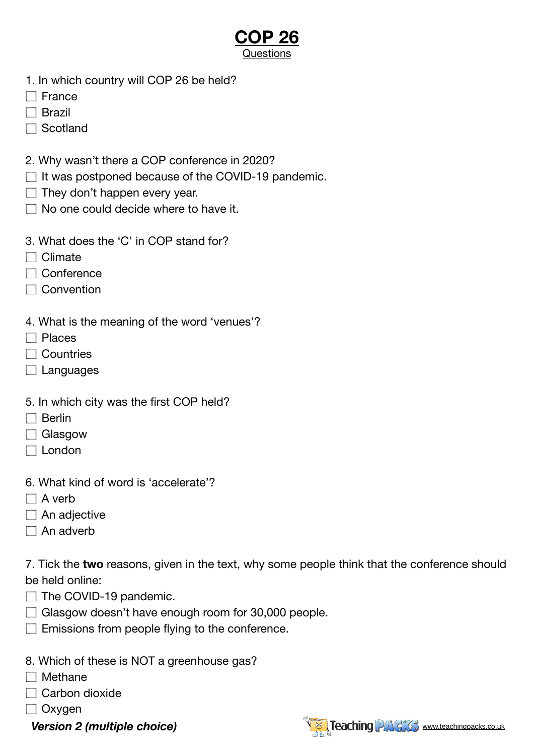# COP 26

Questions

1. In which country will COP 26 be held?

- [ ] France
- [ ] Brazil
- [ ] Scotland

2. Why wasn't there a COP conference in 2020?

- [ ] It was postponed because of the COVID-19 pandemic.
- [ ] They don't happen every year.
- [ ] No one could decide where to have it.

3. What does the 'C' in COP stand for?

- [ ] Climate
- [ ] Conference
- [ ] Convention

4. What is the meaning of the word 'venues'?

- [ ] Places
- [ ] Countries
- [ ] Languages

5. In which city was the first COP held?

- [ ] Berlin
- [ ] Glasgow
- [ ] London

6. What kind of word is 'accelerate'?

- [ ] A verb
- [ ] An adjective
- [ ] An adverb

7. Tick the **two** reasons, given in the text, why some people think that the conference should be held online:

- [ ] The COVID-19 pandemic.
- [ ] Glasgow doesn't have enough room for 30,000 people.
- [ ] Emissions from people flying to the conference.

8. Which of these is NOT a greenhouse gas?

- [ ] Methane
- [ ] Carbon dioxide
- [ ] Oxygen

***Version 2 (multiple choice)***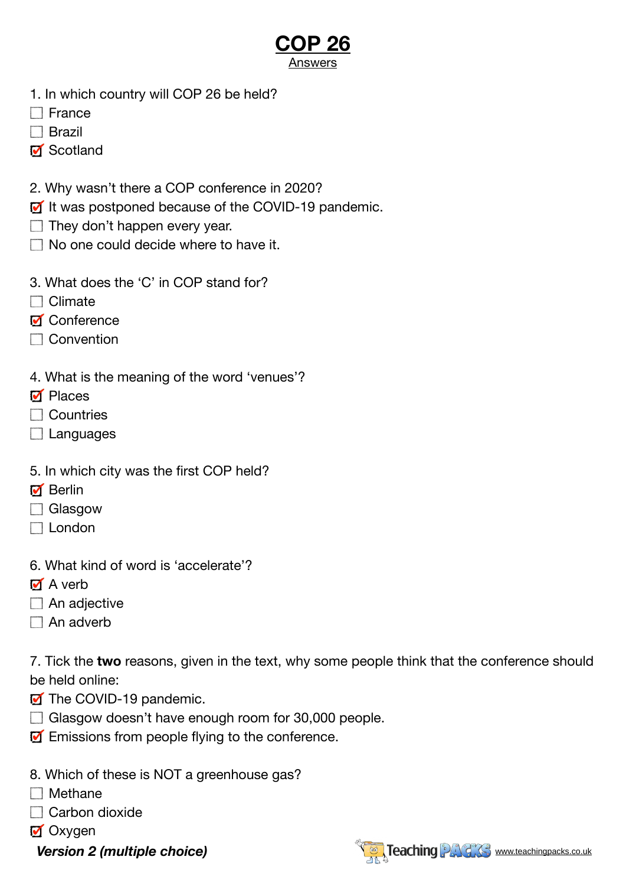# COP 26

Answers

1. In which country will COP 26 be held?
- [ ] France
- [ ] Brazil
- [x] Scotland

2. Why wasn't there a COP conference in 2020?
- [x] It was postponed because of the COVID-19 pandemic.
- [ ] They don't happen every year.
- [ ] No one could decide where to have it.

3. What does the 'C' in COP stand for?
- [ ] Climate
- [x] Conference
- [ ] Convention

4. What is the meaning of the word 'venues'?
- [x] Places
- [ ] Countries
- [ ] Languages

5. In which city was the first COP held?
- [x] Berlin
- [ ] Glasgow
- [ ] London

6. What kind of word is 'accelerate'?
- [x] A verb
- [ ] An adjective
- [ ] An adverb

7. Tick the **two** reasons, given in the text, why some people think that the conference should be held online:
- [x] The COVID-19 pandemic.
- [ ] Glasgow doesn't have enough room for 30,000 people.
- [x] Emissions from people flying to the conference.

8. Which of these is NOT a greenhouse gas?
- [ ] Methane
- [ ] Carbon dioxide
- [x] Oxygen

***Version 2 (multiple choice)***

Teaching PACKS www.teachingpacks.co.uk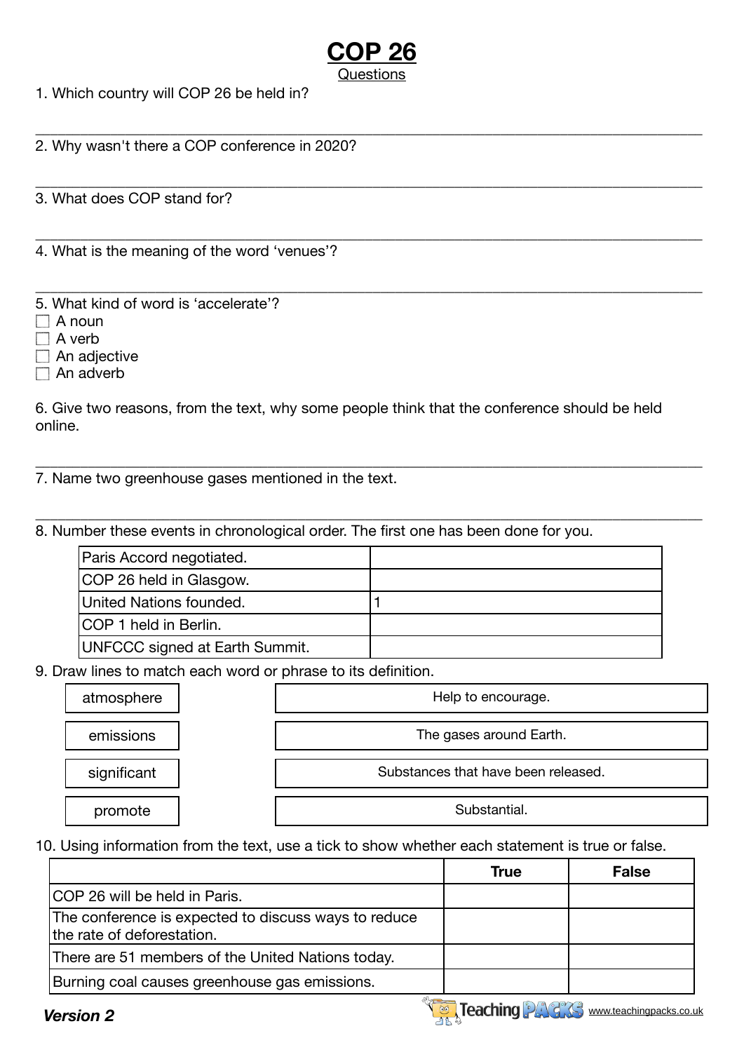# COP 26

Questions

1. Which country will COP 26 be held in?

___

2. Why wasn't there a COP conference in 2020?

___

3. What does COP stand for?

___

4. What is the meaning of the word 'venues'?

___

5. What kind of word is 'accelerate'?

- ☐ A noun
- ☐ A verb
- ☐ An adjective
- ☐ An adverb

6. Give two reasons, from the text, why some people think that the conference should be held online.

___

7. Name two greenhouse gases mentioned in the text.

___

8. Number these events in chronological order. The first one has been done for you.

| | |
|---|---|
| Paris Accord negotiated. | |
| COP 26 held in Glasgow. | |
| United Nations founded. | 1 |
| COP 1 held in Berlin. | |
| UNFCCC signed at Earth Summit. | |

9. Draw lines to match each word or phrase to its definition.

| Word | Definition |
|---|---|
| atmosphere | Help to encourage. |
| emissions | The gases around Earth. |
| significant | Substances that have been released. |
| promote | Substantial. |

10. Using information from the text, use a tick to show whether each statement is true or false.

| | True | False |
|---|---|---|
| COP 26 will be held in Paris. | | |
| The conference is expected to discuss ways to reduce the rate of deforestation. | | |
| There are 51 members of the United Nations today. | | |
| Burning coal causes greenhouse gas emissions. | | |

***Version 2***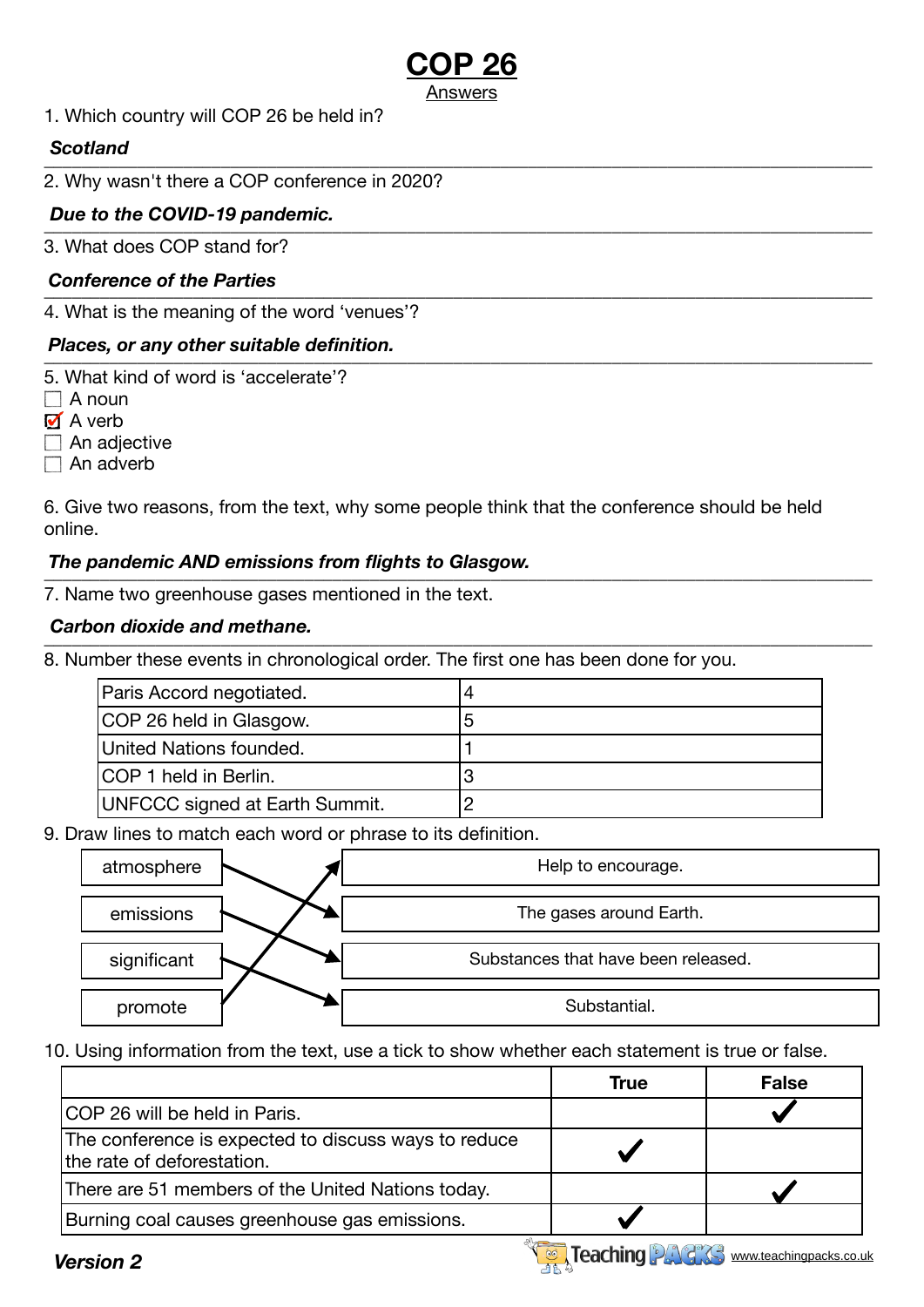# COP 26

Answers

1. Which country will COP 26 be held in?

***Scotland***

2. Why wasn't there a COP conference in 2020?

***Due to the COVID-19 pandemic.***

3. What does COP stand for?

***Conference of the Parties***

4. What is the meaning of the word 'venues'?

***Places, or any other suitable definition.***

5. What kind of word is 'accelerate'?

- ☐ A noun
- ☑ A verb
- ☐ An adjective
- ☐ An adverb

6. Give two reasons, from the text, why some people think that the conference should be held online.

***The pandemic AND emissions from flights to Glasgow.***

7. Name two greenhouse gases mentioned in the text.

***Carbon dioxide and methane.***

8. Number these events in chronological order. The first one has been done for you.

| | |
|---|---|
| Paris Accord negotiated. | 4 |
| COP 26 held in Glasgow. | 5 |
| United Nations founded. | 1 |
| COP 1 held in Berlin. | 3 |
| UNFCCC signed at Earth Summit. | 2 |

9. Draw lines to match each word or phrase to its definition.

| | |
|---|---|
| atmosphere | Help to encourage. |
| emissions | The gases around Earth. |
| significant | Substances that have been released. |
| promote | Substantial. |

- atmosphere → The gases around Earth.
- emissions → Substances that have been released.
- significant → Substantial.
- promote → Help to encourage.

10. Using information from the text, use a tick to show whether each statement is true or false.

| | True | False |
|---|---|---|
| COP 26 will be held in Paris. | | ✔ |
| The conference is expected to discuss ways to reduce the rate of deforestation. | ✔ | |
| There are 51 members of the United Nations today. | | ✔ |
| Burning coal causes greenhouse gas emissions. | ✔ | |